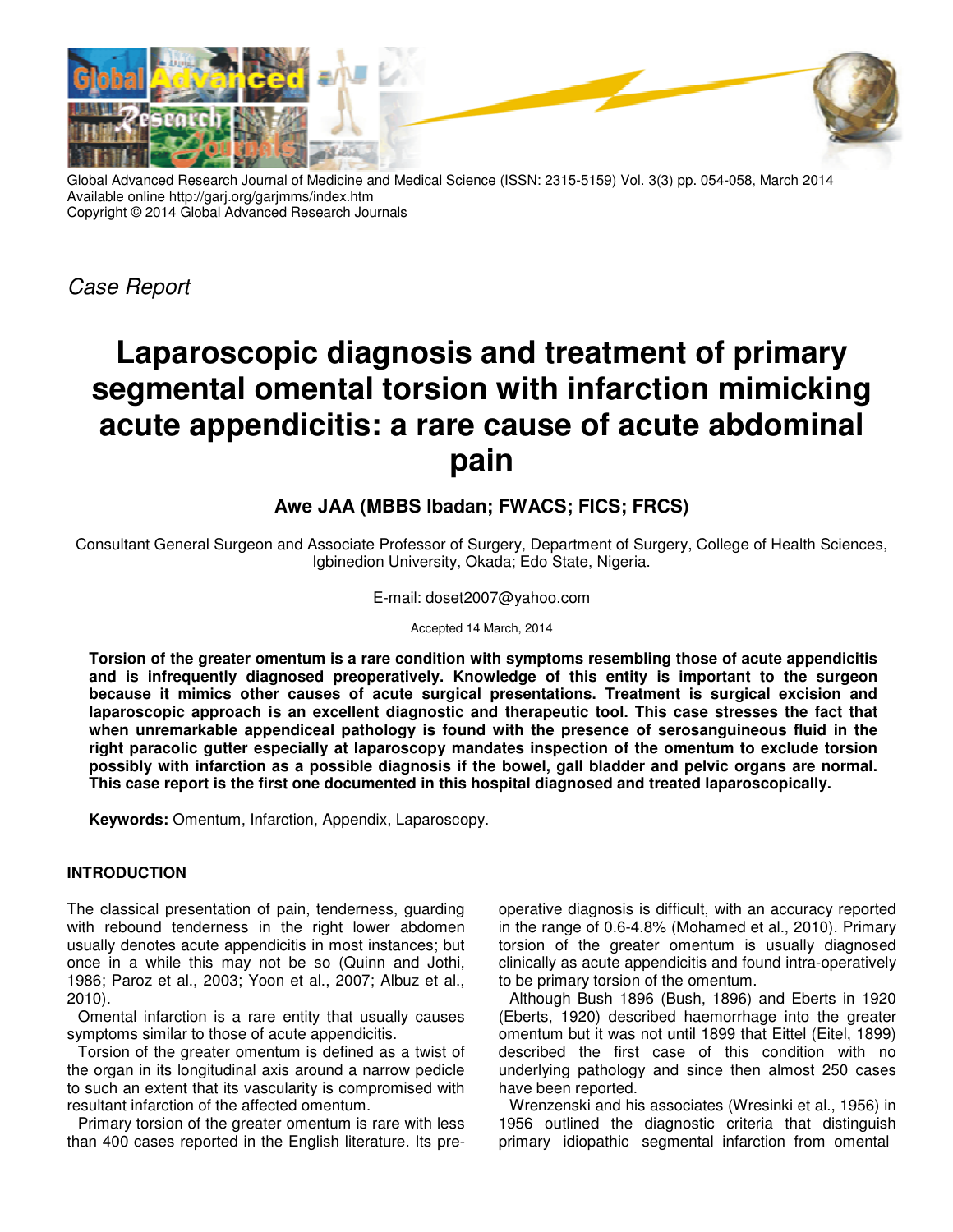Global Advanced Research Journal of Medicine and Medical Science (ISSN: 2315-5159) Vol. 3(3) pp. 054-058, March 2014
Available online http://garj.org/garjmms/index.htm
Copyright © 2014 Global Advanced Research Journals

*Case Report*

# Laparoscopic diagnosis and treatment of primary segmental omental torsion with infarction mimicking acute appendicitis: a rare cause of acute abdominal pain

**Awe JAA (MBBS Ibadan; FWACS; FICS; FRCS)**

Consultant General Surgeon and Associate Professor of Surgery, Department of Surgery, College of Health Sciences, Igbinedion University, Okada; Edo State, Nigeria.

E-mail: doset2007@yahoo.com

Accepted 14 March, 2014

**Torsion of the greater omentum is a rare condition with symptoms resembling those of acute appendicitis and is infrequently diagnosed preoperatively. Knowledge of this entity is important to the surgeon because it mimics other causes of acute surgical presentations. Treatment is surgical excision and laparoscopic approach is an excellent diagnostic and therapeutic tool. This case stresses the fact that when unremarkable appendiceal pathology is found with the presence of serosanguineous fluid in the right paracolic gutter especially at laparoscopy mandates inspection of the omentum to exclude torsion possibly with infarction as a possible diagnosis if the bowel, gall bladder and pelvic organs are normal. This case report is the first one documented in this hospital diagnosed and treated laparoscopically.**

**Keywords:** Omentum, Infarction, Appendix, Laparoscopy.

## INTRODUCTION

The classical presentation of pain, tenderness, guarding with rebound tenderness in the right lower abdomen usually denotes acute appendicitis in most instances; but once in a while this may not be so (Quinn and Jothi, 1986; Paroz et al., 2003; Yoon et al., 2007; Albuz et al., 2010).

Omental infarction is a rare entity that usually causes symptoms similar to those of acute appendicitis.

Torsion of the greater omentum is defined as a twist of the organ in its longitudinal axis around a narrow pedicle to such an extent that its vascularity is compromised with resultant infarction of the affected omentum.

Primary torsion of the greater omentum is rare with less than 400 cases reported in the English literature. Its pre-operative diagnosis is difficult, with an accuracy reported in the range of 0.6-4.8% (Mohamed et al., 2010). Primary torsion of the greater omentum is usually diagnosed clinically as acute appendicitis and found intra-operatively to be primary torsion of the omentum.

Although Bush 1896 (Bush, 1896) and Eberts in 1920 (Eberts, 1920) described haemorrhage into the greater omentum but it was not until 1899 that Eittel (Eitel, 1899) described the first case of this condition with no underlying pathology and since then almost 250 cases have been reported.

Wrenzenski and his associates (Wresinki et al., 1956) in 1956 outlined the diagnostic criteria that distinguish primary idiopathic segmental infarction from omental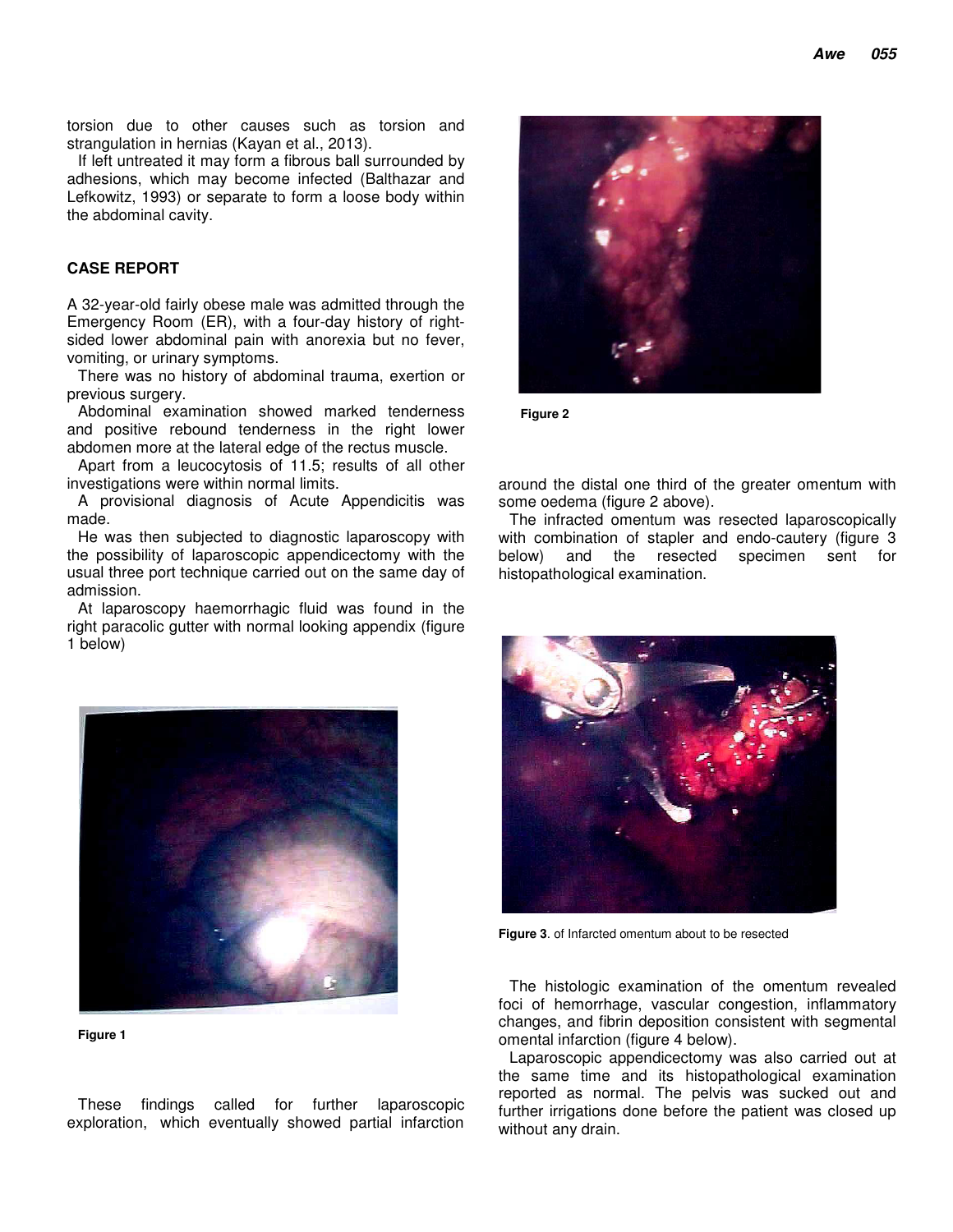torsion due to other causes such as torsion and strangulation in hernias (Kayan et al., 2013).

If left untreated it may form a fibrous ball surrounded by adhesions, which may become infected (Balthazar and Lefkowitz, 1993) or separate to form a loose body within the abdominal cavity.

## CASE REPORT

A 32-year-old fairly obese male was admitted through the Emergency Room (ER), with a four-day history of right-sided lower abdominal pain with anorexia but no fever, vomiting, or urinary symptoms.

There was no history of abdominal trauma, exertion or previous surgery.

Abdominal examination showed marked tenderness and positive rebound tenderness in the right lower abdomen more at the lateral edge of the rectus muscle.

Apart from a leucocytosis of 11.5; results of all other investigations were within normal limits.

A provisional diagnosis of Acute Appendicitis was made.

He was then subjected to diagnostic laparoscopy with the possibility of laparoscopic appendicectomy with the usual three port technique carried out on the same day of admission.

At laparoscopy haemorrhagic fluid was found in the right paracolic gutter with normal looking appendix (figure 1 below)

**Figure 1**

These findings called for further laparoscopic exploration, which eventually showed partial infarction around the distal one third of the greater omentum with some oedema (figure 2 above).

**Figure 2**

The infracted omentum was resected laparoscopically with combination of stapler and endo-cautery (figure 3 below) and the resected specimen sent for histopathological examination.

**Figure 3**. of Infarcted omentum about to be resected

The histologic examination of the omentum revealed foci of hemorrhage, vascular congestion, inflammatory changes, and fibrin deposition consistent with segmental omental infarction (figure 4 below).

Laparoscopic appendicectomy was also carried out at the same time and its histopathological examination reported as normal. The pelvis was sucked out and further irrigations done before the patient was closed up without any drain.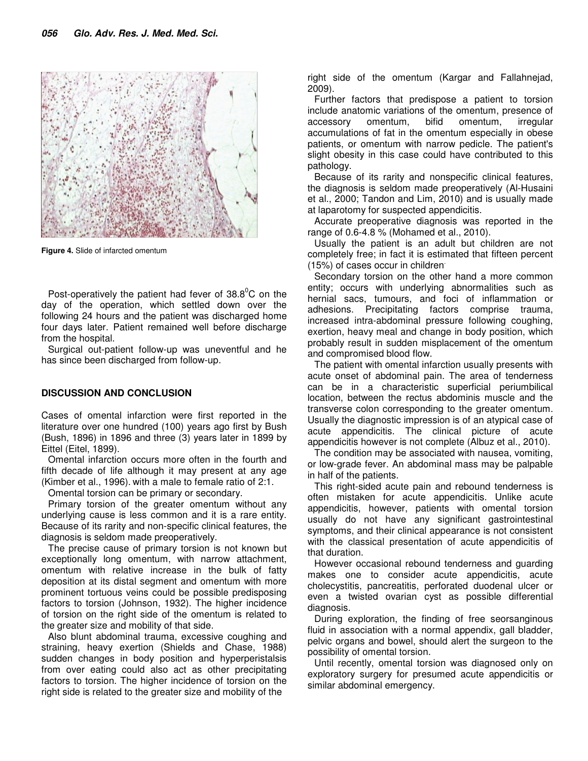Figure 4. Slide of infarcted omentum

Post-operatively the patient had fever of 38.8$^0$C on the day of the operation, which settled down over the following 24 hours and the patient was discharged home four days later. Patient remained well before discharge from the hospital.

Surgical out-patient follow-up was uneventful and he has since been discharged from follow-up.

## DISCUSSION AND CONCLUSION

Cases of omental infarction were first reported in the literature over one hundred (100) years ago first by Bush (Bush, 1896) in 1896 and three (3) years later in 1899 by Eittel (Eitel, 1899).

Omental infarction occurs more often in the fourth and fifth decade of life although it may present at any age (Kimber et al., 1996). with a male to female ratio of 2:1.

Omental torsion can be primary or secondary.

Primary torsion of the greater omentum without any underlying cause is less common and it is a rare entity. Because of its rarity and non-specific clinical features, the diagnosis is seldom made preoperatively.

The precise cause of primary torsion is not known but exceptionally long omentum, with narrow attachment, omentum with relative increase in the bulk of fatty deposition at its distal segment and omentum with more prominent tortuous veins could be possible predisposing factors to torsion (Johnson, 1932). The higher incidence of torsion on the right side of the omentum is related to the greater size and mobility of that side.

Also blunt abdominal trauma, excessive coughing and straining, heavy exertion (Shields and Chase, 1988) sudden changes in body position and hyperperistalsis from over eating could also act as other precipitating factors to torsion. The higher incidence of torsion on the right side is related to the greater size and mobility of the right side of the omentum (Kargar and Fallahnejad, 2009).

Further factors that predispose a patient to torsion include anatomic variations of the omentum, presence of accessory omentum, bifid omentum, irregular accumulations of fat in the omentum especially in obese patients, or omentum with narrow pedicle. The patient's slight obesity in this case could have contributed to this pathology.

Because of its rarity and nonspecific clinical features, the diagnosis is seldom made preoperatively (Al-Husaini et al., 2000; Tandon and Lim, 2010) and is usually made at laparotomy for suspected appendicitis.

Accurate preoperative diagnosis was reported in the range of 0.6-4.8 % (Mohamed et al., 2010).

Usually the patient is an adult but children are not completely free; in fact it is estimated that fifteen percent (15%) of cases occur in children.

Secondary torsion on the other hand a more common entity; occurs with underlying abnormalities such as hernial sacs, tumours, and foci of inflammation or adhesions. Precipitating factors comprise trauma, increased intra-abdominal pressure following coughing, exertion, heavy meal and change in body position, which probably result in sudden misplacement of the omentum and compromised blood flow.

The patient with omental infarction usually presents with acute onset of abdominal pain. The area of tenderness can be in a characteristic superficial periumbilical location, between the rectus abdominis muscle and the transverse colon corresponding to the greater omentum. Usually the diagnostic impression is of an atypical case of acute appendicitis. The clinical picture of acute appendicitis however is not complete (Albuz et al., 2010).

The condition may be associated with nausea, vomiting, or low-grade fever. An abdominal mass may be palpable in half of the patients.

This right-sided acute pain and rebound tenderness is often mistaken for acute appendicitis. Unlike acute appendicitis, however, patients with omental torsion usually do not have any significant gastrointestinal symptoms, and their clinical appearance is not consistent with the classical presentation of acute appendicitis of that duration.

However occasional rebound tenderness and guarding makes one to consider acute appendicitis, acute cholecystitis, pancreatitis, perforated duodenal ulcer or even a twisted ovarian cyst as possible differential diagnosis.

During exploration, the finding of free seorsanginous fluid in association with a normal appendix, gall bladder, pelvic organs and bowel, should alert the surgeon to the possibility of omental torsion.

Until recently, omental torsion was diagnosed only on exploratory surgery for presumed acute appendicitis or similar abdominal emergency.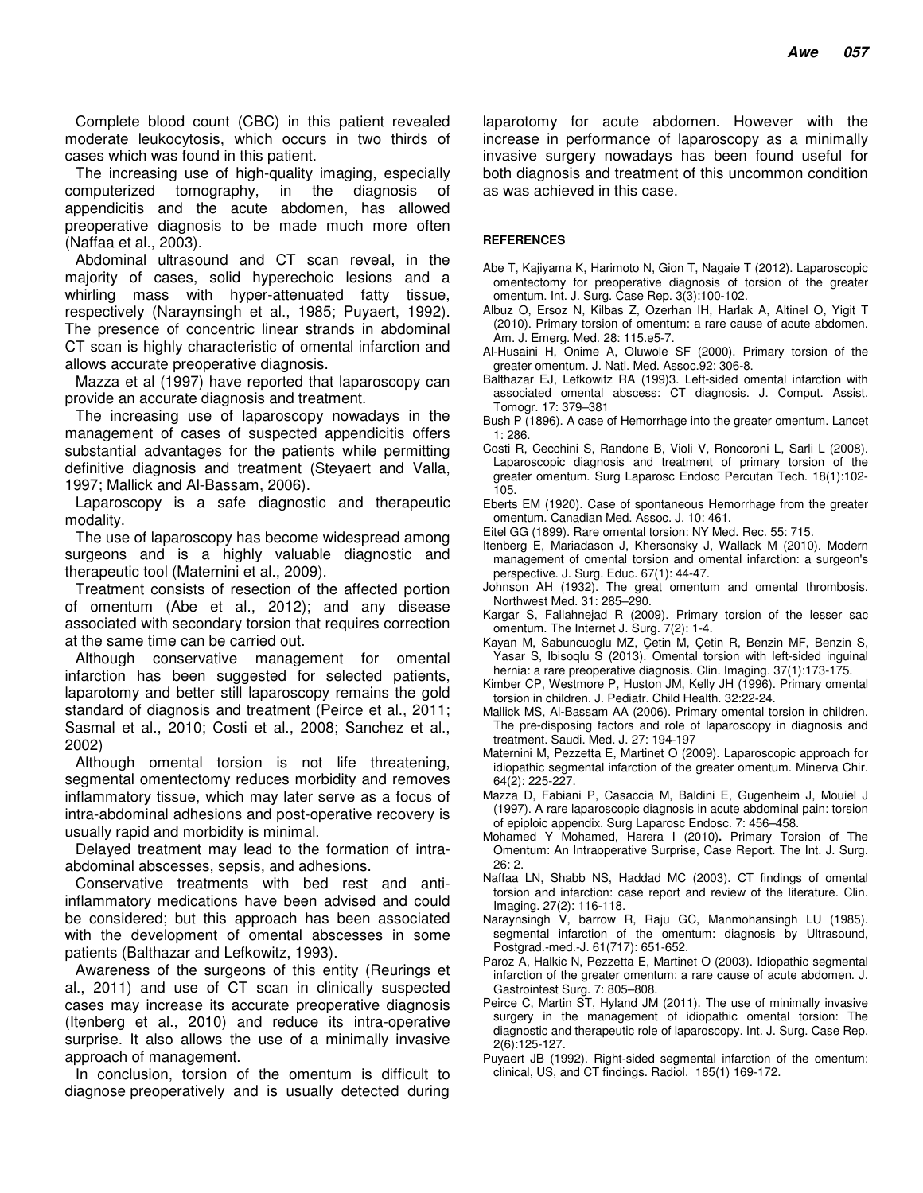Complete blood count (CBC) in this patient revealed moderate leukocytosis, which occurs in two thirds of cases which was found in this patient.

The increasing use of high-quality imaging, especially computerized tomography, in the diagnosis of appendicitis and the acute abdomen, has allowed preoperative diagnosis to be made much more often (Naffaa et al., 2003).

Abdominal ultrasound and CT scan reveal, in the majority of cases, solid hyperechoic lesions and a whirling mass with hyper-attenuated fatty tissue, respectively (Naraynsingh et al., 1985; Puyaert, 1992). The presence of concentric linear strands in abdominal CT scan is highly characteristic of omental infarction and allows accurate preoperative diagnosis.

Mazza et al (1997) have reported that laparoscopy can provide an accurate diagnosis and treatment.

The increasing use of laparoscopy nowadays in the management of cases of suspected appendicitis offers substantial advantages for the patients while permitting definitive diagnosis and treatment (Steyaert and Valla, 1997; Mallick and Al-Bassam, 2006).

Laparoscopy is a safe diagnostic and therapeutic modality.

The use of laparoscopy has become widespread among surgeons and is a highly valuable diagnostic and therapeutic tool (Maternini et al., 2009).

Treatment consists of resection of the affected portion of omentum (Abe et al., 2012); and any disease associated with secondary torsion that requires correction at the same time can be carried out.

Although conservative management for omental infarction has been suggested for selected patients, laparotomy and better still laparoscopy remains the gold standard of diagnosis and treatment (Peirce et al., 2011; Sasmal et al., 2010; Costi et al., 2008; Sanchez et al., 2002)

Although omental torsion is not life threatening, segmental omentectomy reduces morbidity and removes inflammatory tissue, which may later serve as a focus of intra-abdominal adhesions and post-operative recovery is usually rapid and morbidity is minimal.

Delayed treatment may lead to the formation of intra-abdominal abscesses, sepsis, and adhesions.

Conservative treatments with bed rest and anti-inflammatory medications have been advised and could be considered; but this approach has been associated with the development of omental abscesses in some patients (Balthazar and Lefkowitz, 1993).

Awareness of the surgeons of this entity (Reurings et al., 2011) and use of CT scan in clinically suspected cases may increase its accurate preoperative diagnosis (Itenberg et al., 2010) and reduce its intra-operative surprise. It also allows the use of a minimally invasive approach of management.

In conclusion, torsion of the omentum is difficult to diagnose preoperatively and is usually detected during laparotomy for acute abdomen. However with the increase in performance of laparoscopy as a minimally invasive surgery nowadays has been found useful for both diagnosis and treatment of this uncommon condition as was achieved in this case.

## REFERENCES

Abe T, Kajiyama K, Harimoto N, Gion T, Nagaie T (2012). Laparoscopic omentectomy for preoperative diagnosis of torsion of the greater omentum. Int. J. Surg. Case Rep. 3(3):100-102.

Albuz O, Ersoz N, Kilbas Z, Ozerhan IH, Harlak A, Altinel O, Yigit T (2010). Primary torsion of omentum: a rare cause of acute abdomen. Am. J. Emerg. Med. 28: 115.e5-7.

Al-Husaini H, Onime A, Oluwole SF (2000). Primary torsion of the greater omentum. J. Natl. Med. Assoc.92: 306-8.

Balthazar EJ, Lefkowitz RA (199)3. Left-sided omental infarction with associated omental abscess: CT diagnosis. J. Comput. Assist. Tomogr. 17: 379–381

Bush P (1896). A case of Hemorrhage into the greater omentum. Lancet 1: 286.

Costi R, Cecchini S, Randone B, Violi V, Roncoroni L, Sarli L (2008). Laparoscopic diagnosis and treatment of primary torsion of the greater omentum. Surg Laparosc Endosc Percutan Tech. 18(1):102-105.

Eberts EM (1920). Case of spontaneous Hemorrhage from the greater omentum. Canadian Med. Assoc. J. 10: 461.

Eitel GG (1899). Rare omental torsion: NY Med. Rec. 55: 715.

Itenberg E, Mariadason J, Khersonsky J, Wallack M (2010). Modern management of omental torsion and omental infarction: a surgeon's perspective. J. Surg. Educ. 67(1): 44-47.

Johnson AH (1932). The great omentum and omental thrombosis. Northwest Med. 31: 285–290.

Kargar S, Fallahnejad R (2009). Primary torsion of the lesser sac omentum. The Internet J. Surg. 7(2): 1-4.

Kayan M, Sabuncuoglu MZ, Çetin M, Çetin R, Benzin MF, Benzin S, Yasar S, Ibisoqlu S (2013). Omental torsion with left-sided inguinal hernia: a rare preoperative diagnosis. Clin. Imaging. 37(1):173-175.

Kimber CP, Westmore P, Huston JM, Kelly JH (1996). Primary omental torsion in children. J. Pediatr. Child Health. 32:22-24.

Mallick MS, Al-Bassam AA (2006). Primary omental torsion in children. The pre-disposing factors and role of laparoscopy in diagnosis and treatment. Saudi. Med. J. 27: 194-197

Maternini M, Pezzetta E, Martinet O (2009). Laparoscopic approach for idiopathic segmental infarction of the greater omentum. Minerva Chir. 64(2): 225-227.

Mazza D, Fabiani P, Casaccia M, Baldini E, Gugenheim J, Mouiel J (1997). A rare laparoscopic diagnosis in acute abdominal pain: torsion of epiploic appendix. Surg Laparosc Endosc. 7: 456–458.

Mohamed Y Mohamed, Harera I (2010). Primary Torsion of The Omentum: An Intraoperative Surprise, Case Report. The Int. J. Surg. 26: 2.

Naffaa LN, Shabb NS, Haddad MC (2003). CT findings of omental torsion and infarction: case report and review of the literature. Clin. Imaging. 27(2): 116-118.

Naraynsingh V, barrow R, Raju GC, Manmohansingh LU (1985). segmental infarction of the omentum: diagnosis by Ultrasound, Postgrad.-med.-J. 61(717): 651-652.

Paroz A, Halkic N, Pezzetta E, Martinet O (2003). Idiopathic segmental infarction of the greater omentum: a rare cause of acute abdomen. J. Gastrointest Surg. 7: 805–808.

Peirce C, Martin ST, Hyland JM (2011). The use of minimally invasive surgery in the management of idiopathic omental torsion: The diagnostic and therapeutic role of laparoscopy. Int. J. Surg. Case Rep. 2(6):125-127.

Puyaert JB (1992). Right-sided segmental infarction of the omentum: clinical, US, and CT findings. Radiol. 185(1) 169-172.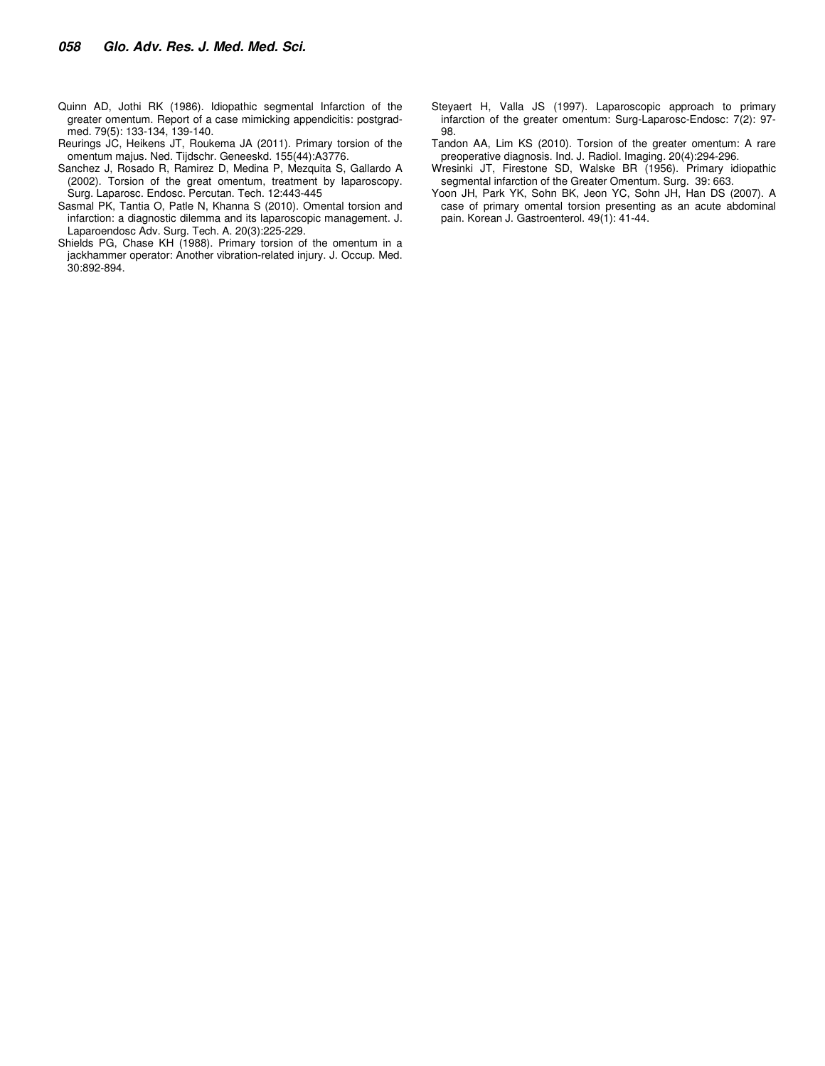Quinn AD, Jothi RK (1986). Idiopathic segmental Infarction of the greater omentum. Report of a case mimicking appendicitis: postgrad-med. 79(5): 133-134, 139-140.

Reurings JC, Heikens JT, Roukema JA (2011). Primary torsion of the omentum majus. Ned. Tijdschr. Geneeskd. 155(44):A3776.

Sanchez J, Rosado R, Ramirez D, Medina P, Mezquita S, Gallardo A (2002). Torsion of the great omentum, treatment by laparoscopy. Surg. Laparosc. Endosc. Percutan. Tech. 12:443-445

Sasmal PK, Tantia O, Patle N, Khanna S (2010). Omental torsion and infarction: a diagnostic dilemma and its laparoscopic management. J. Laparoendosc Adv. Surg. Tech. A. 20(3):225-229.

Shields PG, Chase KH (1988). Primary torsion of the omentum in a jackhammer operator: Another vibration-related injury. J. Occup. Med. 30:892-894.

Steyaert H, Valla JS (1997). Laparoscopic approach to primary infarction of the greater omentum: Surg-Laparosc-Endosc: 7(2): 97-98.

Tandon AA, Lim KS (2010). Torsion of the greater omentum: A rare preoperative diagnosis. Ind. J. Radiol. Imaging. 20(4):294-296.

Wresinki JT, Firestone SD, Walske BR (1956). Primary idiopathic segmental infarction of the Greater Omentum. Surg. 39: 663.

Yoon JH, Park YK, Sohn BK, Jeon YC, Sohn JH, Han DS (2007). A case of primary omental torsion presenting as an acute abdominal pain. Korean J. Gastroenterol. 49(1): 41-44.